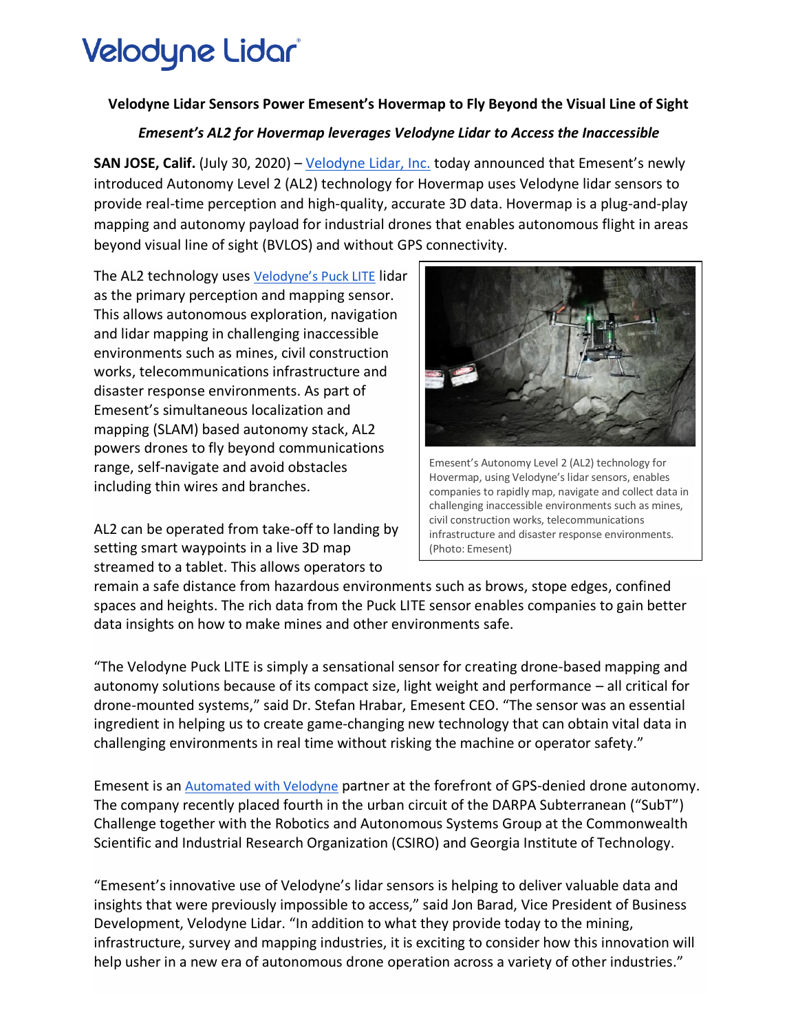# Velodyne Lidar

**Velodyne Lidar Sensors Power Emesent's Hovermap to Fly Beyond the Visual Line of Sight**

***Emesent's AL2 for Hovermap leverages Velodyne Lidar to Access the Inaccessible***

**SAN JOSE, Calif.** (July 30, 2020) – Velodyne Lidar, Inc. today announced that Emesent's newly introduced Autonomy Level 2 (AL2) technology for Hovermap uses Velodyne lidar sensors to provide real-time perception and high-quality, accurate 3D data. Hovermap is a plug-and-play mapping and autonomy payload for industrial drones that enables autonomous flight in areas beyond visual line of sight (BVLOS) and without GPS connectivity.

The AL2 technology uses Velodyne's Puck LITE lidar as the primary perception and mapping sensor. This allows autonomous exploration, navigation and lidar mapping in challenging inaccessible environments such as mines, civil construction works, telecommunications infrastructure and disaster response environments. As part of Emesent's simultaneous localization and mapping (SLAM) based autonomy stack, AL2 powers drones to fly beyond communications range, self-navigate and avoid obstacles including thin wires and branches.

Emesent's Autonomy Level 2 (AL2) technology for Hovermap, using Velodyne's lidar sensors, enables companies to rapidly map, navigate and collect data in challenging inaccessible environments such as mines, civil construction works, telecommunications infrastructure and disaster response environments. (Photo: Emesent)

AL2 can be operated from take-off to landing by setting smart waypoints in a live 3D map streamed to a tablet. This allows operators to remain a safe distance from hazardous environments such as brows, stope edges, confined spaces and heights. The rich data from the Puck LITE sensor enables companies to gain better data insights on how to make mines and other environments safe.

"The Velodyne Puck LITE is simply a sensational sensor for creating drone-based mapping and autonomy solutions because of its compact size, light weight and performance – all critical for drone-mounted systems," said Dr. Stefan Hrabar, Emesent CEO. "The sensor was an essential ingredient in helping us to create game-changing new technology that can obtain vital data in challenging environments in real time without risking the machine or operator safety."

Emesent is an Automated with Velodyne partner at the forefront of GPS-denied drone autonomy. The company recently placed fourth in the urban circuit of the DARPA Subterranean ("SubT") Challenge together with the Robotics and Autonomous Systems Group at the Commonwealth Scientific and Industrial Research Organization (CSIRO) and Georgia Institute of Technology.

"Emesent's innovative use of Velodyne's lidar sensors is helping to deliver valuable data and insights that were previously impossible to access," said Jon Barad, Vice President of Business Development, Velodyne Lidar. "In addition to what they provide today to the mining, infrastructure, survey and mapping industries, it is exciting to consider how this innovation will help usher in a new era of autonomous drone operation across a variety of other industries."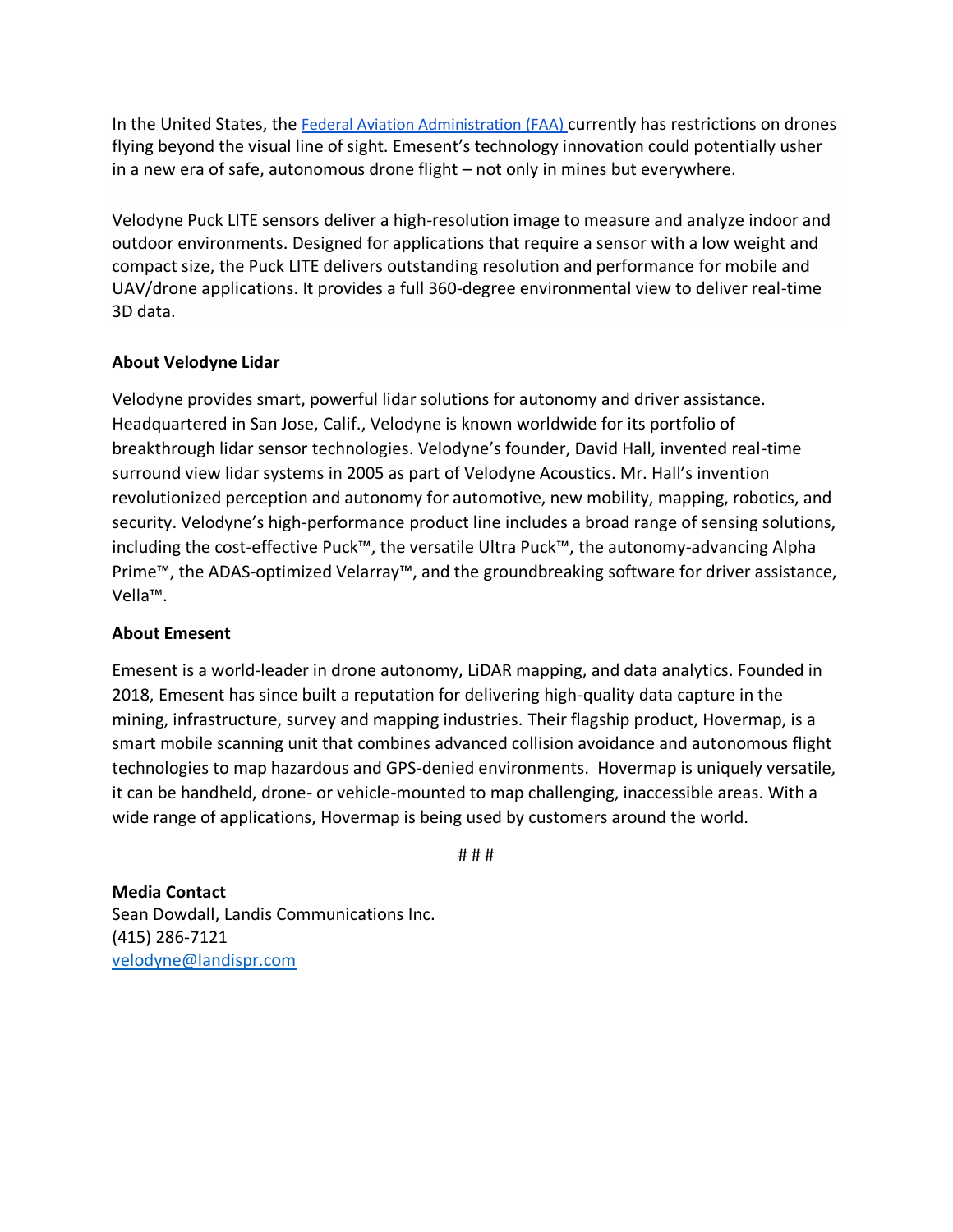In the United States, the Federal Aviation Administration (FAA) currently has restrictions on drones flying beyond the visual line of sight. Emesent's technology innovation could potentially usher in a new era of safe, autonomous drone flight – not only in mines but everywhere.

Velodyne Puck LITE sensors deliver a high-resolution image to measure and analyze indoor and outdoor environments. Designed for applications that require a sensor with a low weight and compact size, the Puck LITE delivers outstanding resolution and performance for mobile and UAV/drone applications. It provides a full 360-degree environmental view to deliver real-time 3D data.

**About Velodyne Lidar**

Velodyne provides smart, powerful lidar solutions for autonomy and driver assistance. Headquartered in San Jose, Calif., Velodyne is known worldwide for its portfolio of breakthrough lidar sensor technologies. Velodyne's founder, David Hall, invented real-time surround view lidar systems in 2005 as part of Velodyne Acoustics. Mr. Hall's invention revolutionized perception and autonomy for automotive, new mobility, mapping, robotics, and security. Velodyne's high-performance product line includes a broad range of sensing solutions, including the cost-effective Puck™, the versatile Ultra Puck™, the autonomy-advancing Alpha Prime™, the ADAS-optimized Velarray™, and the groundbreaking software for driver assistance, Vella™.

**About Emesent**

Emesent is a world-leader in drone autonomy, LiDAR mapping, and data analytics. Founded in 2018, Emesent has since built a reputation for delivering high-quality data capture in the mining, infrastructure, survey and mapping industries. Their flagship product, Hovermap, is a smart mobile scanning unit that combines advanced collision avoidance and autonomous flight technologies to map hazardous and GPS-denied environments. Hovermap is uniquely versatile, it can be handheld, drone- or vehicle-mounted to map challenging, inaccessible areas. With a wide range of applications, Hovermap is being used by customers around the world.

# # #

**Media Contact**
Sean Dowdall, Landis Communications Inc.
(415) 286-7121
velodyne@landispr.com